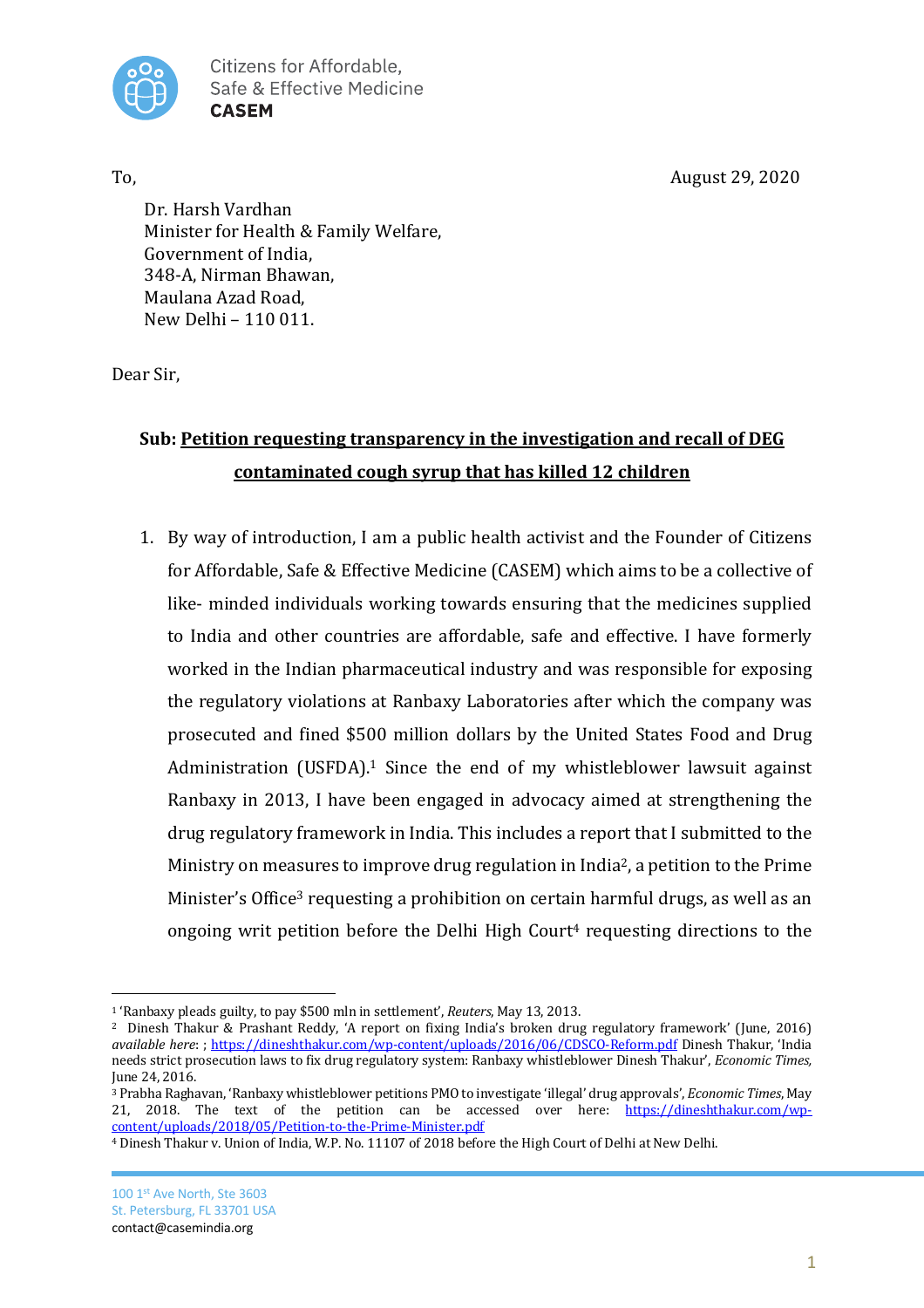Citizens for Affordable, Safe & Effective Medicine
**CASEM**

To,

August 29, 2020

Dr. Harsh Vardhan
Minister for Health & Family Welfare,
Government of India,
348-A, Nirman Bhawan,
Maulana Azad Road,
New Delhi – 110 011.

Dear Sir,

**Sub: <u>Petition requesting transparency in the investigation and recall of DEG contaminated cough syrup that has killed 12 children</u>**

1. By way of introduction, I am a public health activist and the Founder of Citizens for Affordable, Safe & Effective Medicine (CASEM) which aims to be a collective of like- minded individuals working towards ensuring that the medicines supplied to India and other countries are affordable, safe and effective. I have formerly worked in the Indian pharmaceutical industry and was responsible for exposing the regulatory violations at Ranbaxy Laboratories after which the company was prosecuted and fined $500 million dollars by the United States Food and Drug Administration (USFDA).[1] Since the end of my whistleblower lawsuit against Ranbaxy in 2013, I have been engaged in advocacy aimed at strengthening the drug regulatory framework in India. This includes a report that I submitted to the Ministry on measures to improve drug regulation in India[2], a petition to the Prime Minister's Office[3] requesting a prohibition on certain harmful drugs, as well as an ongoing writ petition before the Delhi High Court[4] requesting directions to the

---

[1] 'Ranbaxy pleads guilty, to pay $500 mln in settlement', *Reuters*, May 13, 2013.

[2] Dinesh Thakur & Prashant Reddy, 'A report on fixing India's broken drug regulatory framework' (June, 2016) *available here*: ; https://dineshthakur.com/wp-content/uploads/2016/06/CDSCO-Reform.pdf Dinesh Thakur, 'India needs strict prosecution laws to fix drug regulatory system: Ranbaxy whistleblower Dinesh Thakur', *Economic Times,* June 24, 2016.

[3] Prabha Raghavan, 'Ranbaxy whistleblower petitions PMO to investigate 'illegal' drug approvals', *Economic Times*, May 21, 2018. The text of the petition can be accessed over here: https://dineshthakur.com/wp-content/uploads/2018/05/Petition-to-the-Prime-Minister.pdf

[4] Dinesh Thakur v. Union of India, W.P. No. 11107 of 2018 before the High Court of Delhi at New Delhi.

100 1st Ave North, Ste 3603
St. Petersburg, FL 33701 USA
contact@casemindia.org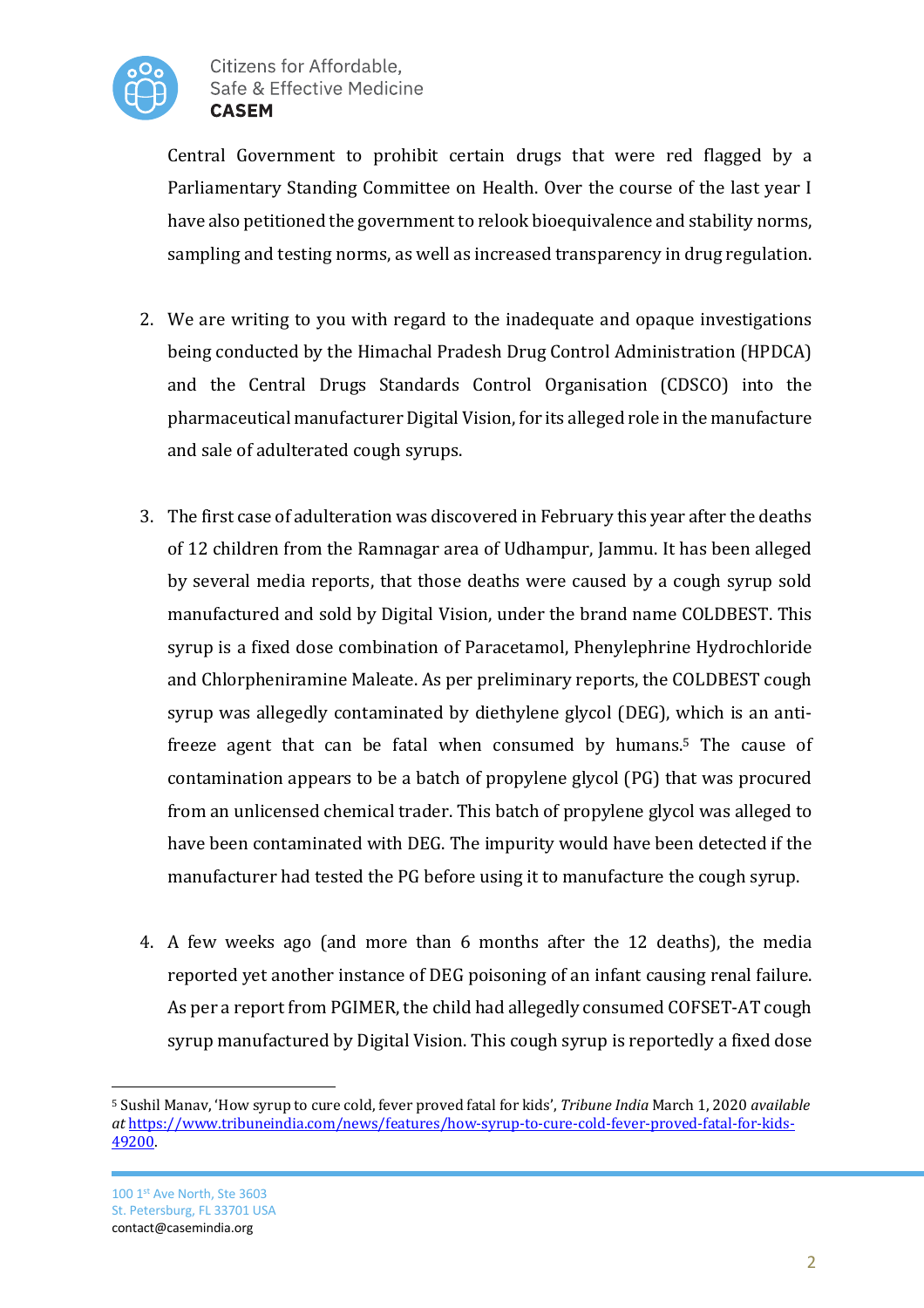Central Government to prohibit certain drugs that were red flagged by a Parliamentary Standing Committee on Health. Over the course of the last year I have also petitioned the government to relook bioequivalence and stability norms, sampling and testing norms, as well as increased transparency in drug regulation.

2. We are writing to you with regard to the inadequate and opaque investigations being conducted by the Himachal Pradesh Drug Control Administration (HPDCA) and the Central Drugs Standards Control Organisation (CDSCO) into the pharmaceutical manufacturer Digital Vision, for its alleged role in the manufacture and sale of adulterated cough syrups.

3. The first case of adulteration was discovered in February this year after the deaths of 12 children from the Ramnagar area of Udhampur, Jammu. It has been alleged by several media reports, that those deaths were caused by a cough syrup sold manufactured and sold by Digital Vision, under the brand name COLDBEST. This syrup is a fixed dose combination of Paracetamol, Phenylephrine Hydrochloride and Chlorpheniramine Maleate. As per preliminary reports, the COLDBEST cough syrup was allegedly contaminated by diethylene glycol (DEG), which is an anti-freeze agent that can be fatal when consumed by humans.[5] The cause of contamination appears to be a batch of propylene glycol (PG) that was procured from an unlicensed chemical trader. This batch of propylene glycol was alleged to have been contaminated with DEG. The impurity would have been detected if the manufacturer had tested the PG before using it to manufacture the cough syrup.

4. A few weeks ago (and more than 6 months after the 12 deaths), the media reported yet another instance of DEG poisoning of an infant causing renal failure. As per a report from PGIMER, the child had allegedly consumed COFSET-AT cough syrup manufactured by Digital Vision. This cough syrup is reportedly a fixed dose

---

[5] Sushil Manav, 'How syrup to cure cold, fever proved fatal for kids', *Tribune India* March 1, 2020 *available at* https://www.tribuneindia.com/news/features/how-syrup-to-cure-cold-fever-proved-fatal-for-kids-49200.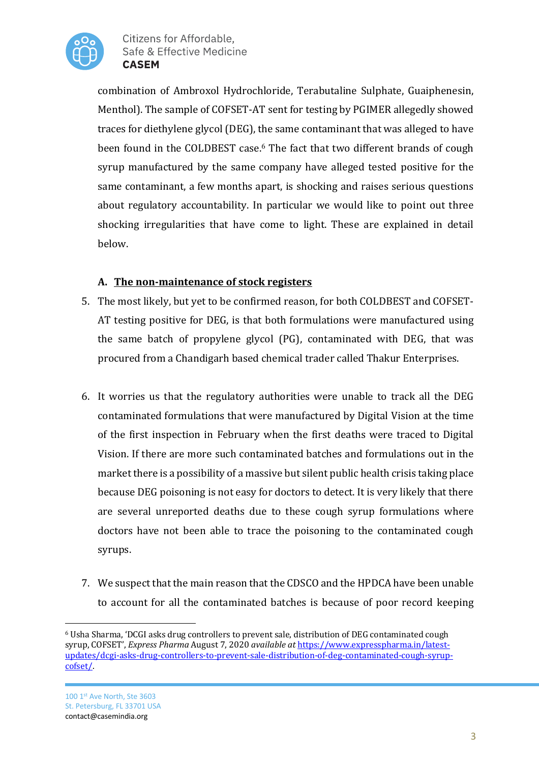combination of Ambroxol Hydrochloride, Terabutaline Sulphate, Guaiphenesin, Menthol). The sample of COFSET-AT sent for testing by PGIMER allegedly showed traces for diethylene glycol (DEG), the same contaminant that was alleged to have been found in the COLDBEST case.[6] The fact that two different brands of cough syrup manufactured by the same company have alleged tested positive for the same contaminant, a few months apart, is shocking and raises serious questions about regulatory accountability. In particular we would like to point out three shocking irregularities that have come to light. These are explained in detail below.

**A. <u>The non-maintenance of stock registers</u>**

5. The most likely, but yet to be confirmed reason, for both COLDBEST and COFSET-AT testing positive for DEG, is that both formulations were manufactured using the same batch of propylene glycol (PG), contaminated with DEG, that was procured from a Chandigarh based chemical trader called Thakur Enterprises.

6. It worries us that the regulatory authorities were unable to track all the DEG contaminated formulations that were manufactured by Digital Vision at the time of the first inspection in February when the first deaths were traced to Digital Vision. If there are more such contaminated batches and formulations out in the market there is a possibility of a massive but silent public health crisis taking place because DEG poisoning is not easy for doctors to detect. It is very likely that there are several unreported deaths due to these cough syrup formulations where doctors have not been able to trace the poisoning to the contaminated cough syrups.

7. We suspect that the main reason that the CDSCO and the HPDCA have been unable to account for all the contaminated batches is because of poor record keeping

---

[6] Usha Sharma, 'DCGI asks drug controllers to prevent sale, distribution of DEG contaminated cough syrup, COFSET', *Express Pharma* August 7, 2020 *available at* https://www.expresspharma.in/latest-updates/dcgi-asks-drug-controllers-to-prevent-sale-distribution-of-deg-contaminated-cough-syrup-cofset/.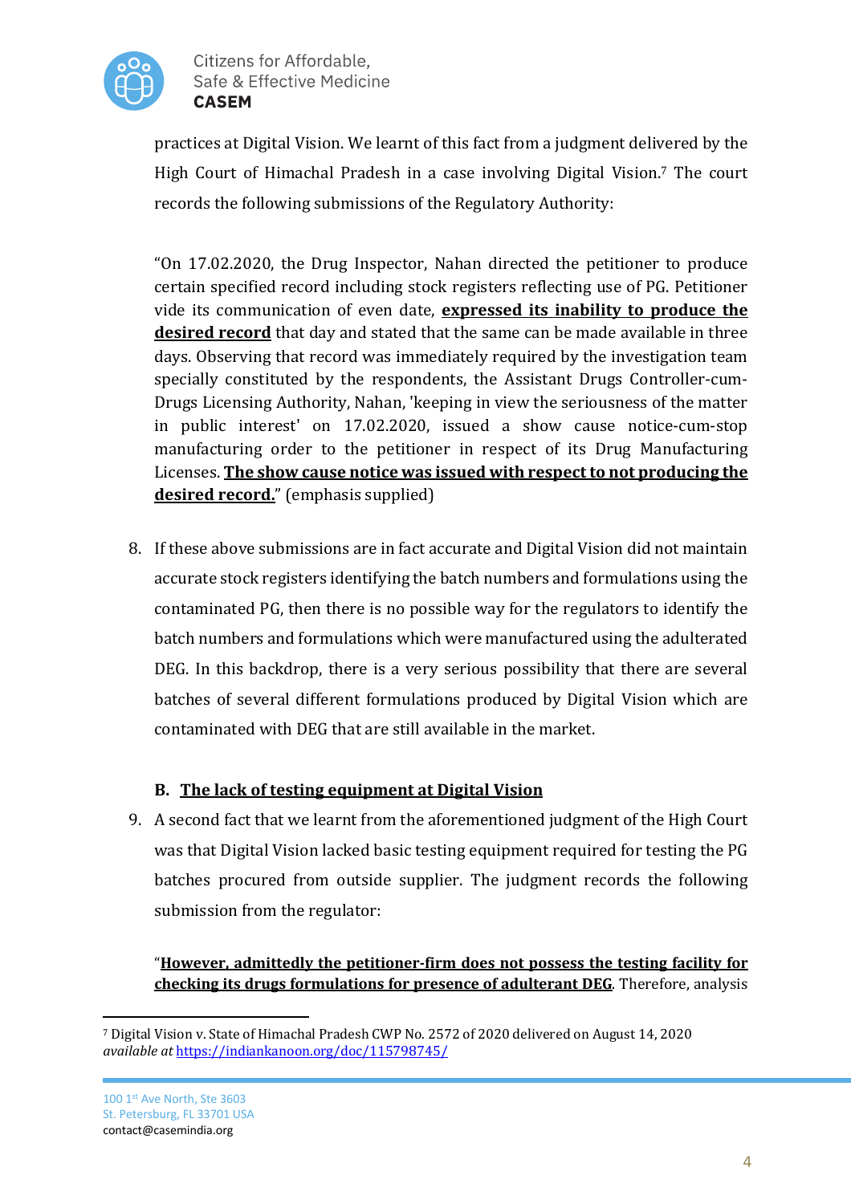practices at Digital Vision. We learnt of this fact from a judgment delivered by the High Court of Himachal Pradesh in a case involving Digital Vision.[7] The court records the following submissions of the Regulatory Authority:

> "On 17.02.2020, the Drug Inspector, Nahan directed the petitioner to produce certain specified record including stock registers reflecting use of PG. Petitioner vide its communication of even date, **expressed its inability to produce the desired record** that day and stated that the same can be made available in three days. Observing that record was immediately required by the investigation team specially constituted by the respondents, the Assistant Drugs Controller-cum-Drugs Licensing Authority, Nahan, 'keeping in view the seriousness of the matter in public interest' on 17.02.2020, issued a show cause notice-cum-stop manufacturing order to the petitioner in respect of its Drug Manufacturing Licenses. **The show cause notice was issued with respect to not producing the desired record.**" (emphasis supplied)

8. If these above submissions are in fact accurate and Digital Vision did not maintain accurate stock registers identifying the batch numbers and formulations using the contaminated PG, then there is no possible way for the regulators to identify the batch numbers and formulations which were manufactured using the adulterated DEG. In this backdrop, there is a very serious possibility that there are several batches of several different formulations produced by Digital Vision which are contaminated with DEG that are still available in the market.

### B. The lack of testing equipment at Digital Vision

9. A second fact that we learnt from the aforementioned judgment of the High Court was that Digital Vision lacked basic testing equipment required for testing the PG batches procured from outside supplier. The judgment records the following submission from the regulator:

> "**However, admittedly the petitioner-firm does not possess the testing facility for checking its drugs formulations for presence of adulterant DEG**. Therefore, analysis

---

[7] Digital Vision v. State of Himachal Pradesh CWP No. 2572 of 2020 delivered on August 14, 2020 *available at* https://indiankanoon.org/doc/115798745/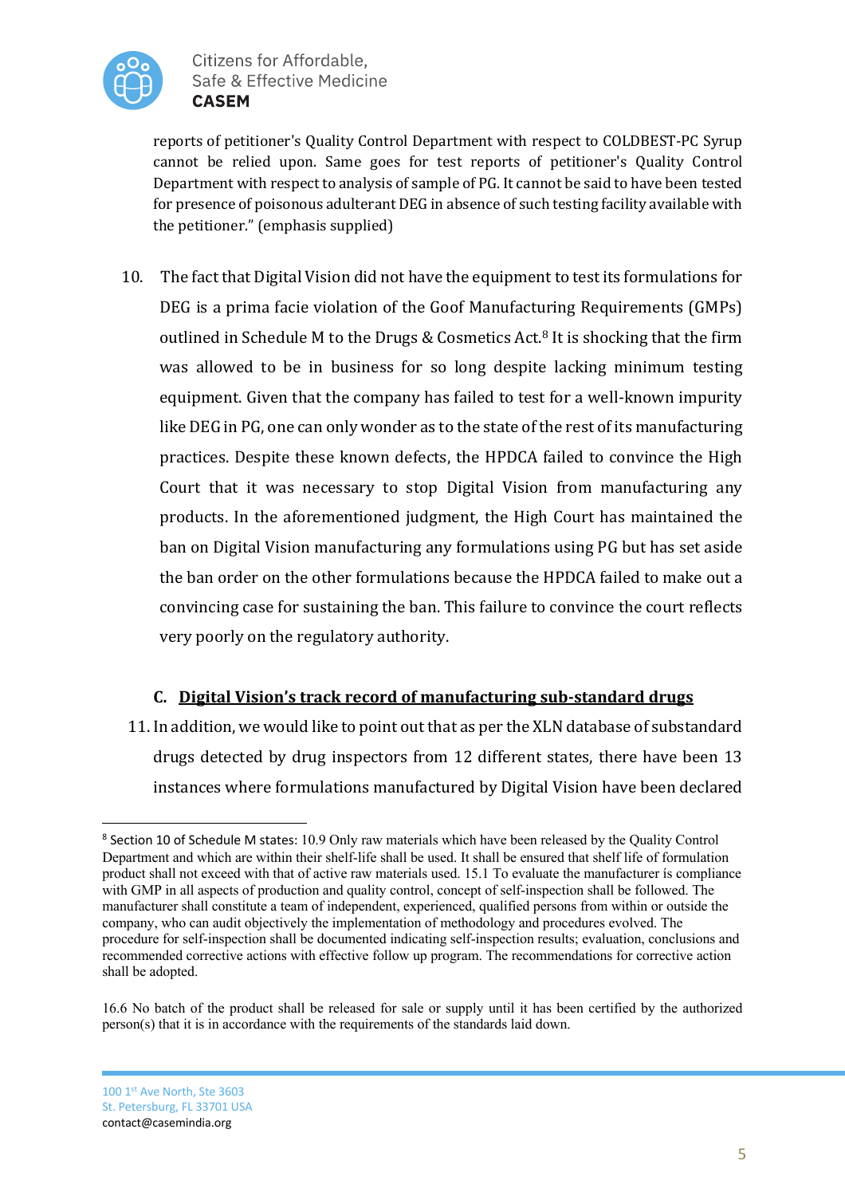reports of petitioner's Quality Control Department with respect to COLDBEST-PC Syrup cannot be relied upon. Same goes for test reports of petitioner's Quality Control Department with respect to analysis of sample of PG. It cannot be said to have been tested for presence of poisonous adulterant DEG in absence of such testing facility available with the petitioner." (emphasis supplied)

10. The fact that Digital Vision did not have the equipment to test its formulations for DEG is a prima facie violation of the Goof Manufacturing Requirements (GMPs) outlined in Schedule M to the Drugs & Cosmetics Act.[8] It is shocking that the firm was allowed to be in business for so long despite lacking minimum testing equipment. Given that the company has failed to test for a well-known impurity like DEG in PG, one can only wonder as to the state of the rest of its manufacturing practices. Despite these known defects, the HPDCA failed to convince the High Court that it was necessary to stop Digital Vision from manufacturing any products. In the aforementioned judgment, the High Court has maintained the ban on Digital Vision manufacturing any formulations using PG but has set aside the ban order on the other formulations because the HPDCA failed to make out a convincing case for sustaining the ban. This failure to convince the court reflects very poorly on the regulatory authority.

### C. Digital Vision's track record of manufacturing sub-standard drugs

11. In addition, we would like to point out that as per the XLN database of substandard drugs detected by drug inspectors from 12 different states, there have been 13 instances where formulations manufactured by Digital Vision have been declared

---

[8] Section 10 of Schedule M states: 10.9 Only raw materials which have been released by the Quality Control Department and which are within their shelf-life shall be used. It shall be ensured that shelf life of formulation product shall not exceed with that of active raw materials used. 15.1 To evaluate the manufacturer is compliance with GMP in all aspects of production and quality control, concept of self-inspection shall be followed. The manufacturer shall constitute a team of independent, experienced, qualified persons from within or outside the company, who can audit objectively the implementation of methodology and procedures evolved. The procedure for self-inspection shall be documented indicating self-inspection results; evaluation, conclusions and recommended corrective actions with effective follow up program. The recommendations for corrective action shall be adopted.

16.6 No batch of the product shall be released for sale or supply until it has been certified by the authorized person(s) that it is in accordance with the requirements of the standards laid down.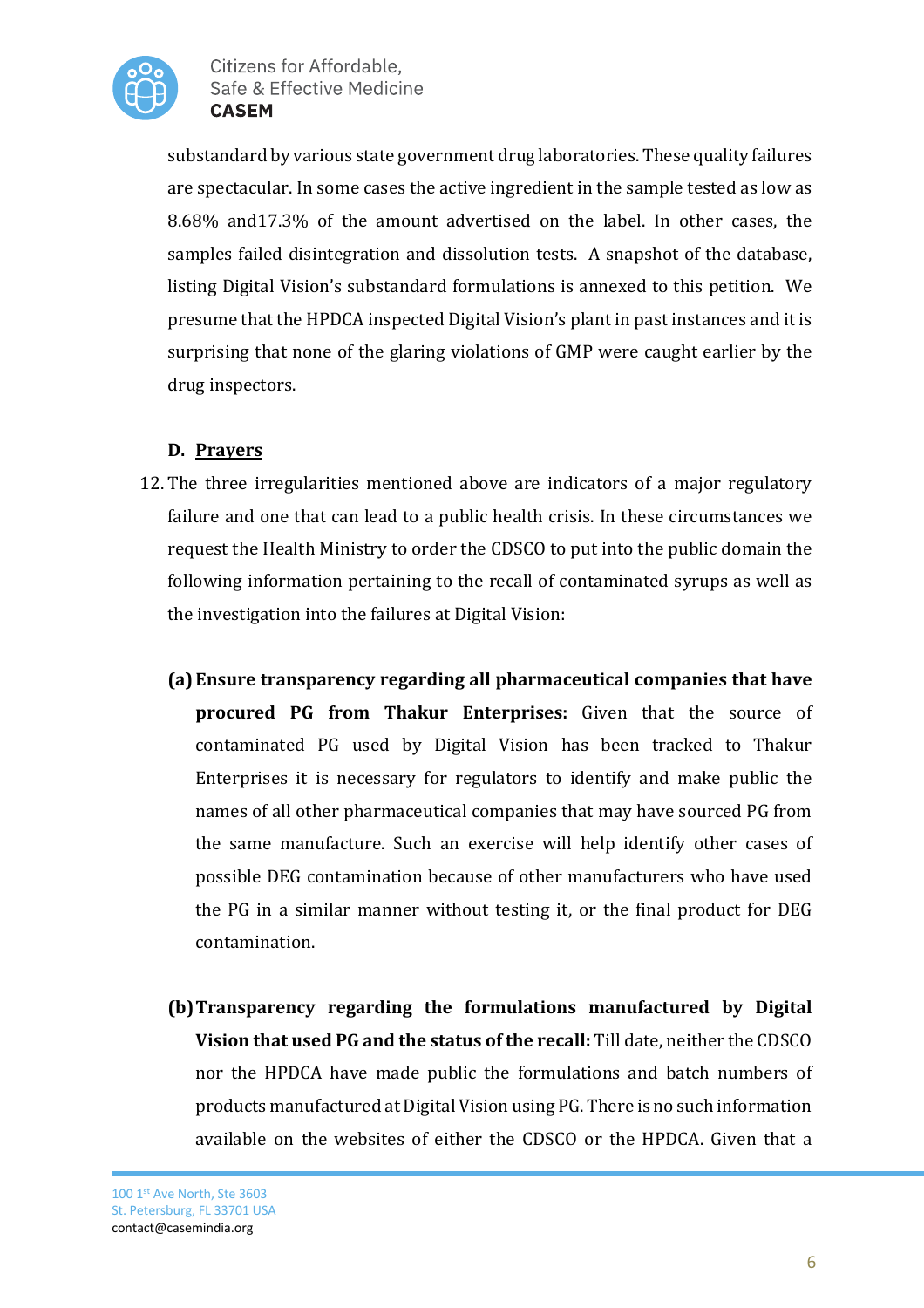substandard by various state government drug laboratories. These quality failures are spectacular. In some cases the active ingredient in the sample tested as low as 8.68% and17.3% of the amount advertised on the label. In other cases, the samples failed disintegration and dissolution tests. A snapshot of the database, listing Digital Vision's substandard formulations is annexed to this petition. We presume that the HPDCA inspected Digital Vision's plant in past instances and it is surprising that none of the glaring violations of GMP were caught earlier by the drug inspectors.

**D. Prayers**

12. The three irregularities mentioned above are indicators of a major regulatory failure and one that can lead to a public health crisis. In these circumstances we request the Health Ministry to order the CDSCO to put into the public domain the following information pertaining to the recall of contaminated syrups as well as the investigation into the failures at Digital Vision:

    **(a) Ensure transparency regarding all pharmaceutical companies that have procured PG from Thakur Enterprises:** Given that the source of contaminated PG used by Digital Vision has been tracked to Thakur Enterprises it is necessary for regulators to identify and make public the names of all other pharmaceutical companies that may have sourced PG from the same manufacture. Such an exercise will help identify other cases of possible DEG contamination because of other manufacturers who have used the PG in a similar manner without testing it, or the final product for DEG contamination.

    **(b) Transparency regarding the formulations manufactured by Digital Vision that used PG and the status of the recall:** Till date, neither the CDSCO nor the HPDCA have made public the formulations and batch numbers of products manufactured at Digital Vision using PG. There is no such information available on the websites of either the CDSCO or the HPDCA. Given that a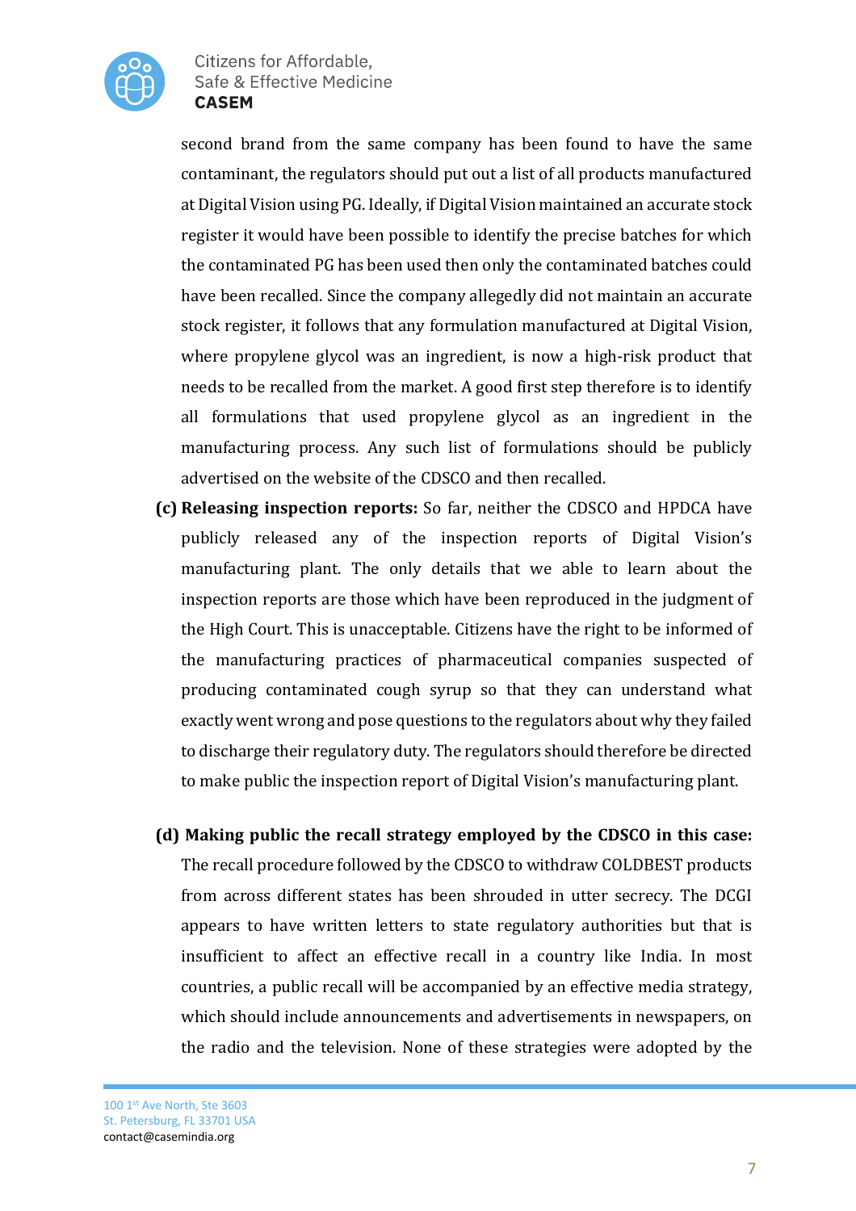second brand from the same company has been found to have the same contaminant, the regulators should put out a list of all products manufactured at Digital Vision using PG. Ideally, if Digital Vision maintained an accurate stock register it would have been possible to identify the precise batches for which the contaminated PG has been used then only the contaminated batches could have been recalled. Since the company allegedly did not maintain an accurate stock register, it follows that any formulation manufactured at Digital Vision, where propylene glycol was an ingredient, is now a high-risk product that needs to be recalled from the market. A good first step therefore is to identify all formulations that used propylene glycol as an ingredient in the manufacturing process. Any such list of formulations should be publicly advertised on the website of the CDSCO and then recalled.

**(c) Releasing inspection reports:** So far, neither the CDSCO and HPDCA have publicly released any of the inspection reports of Digital Vision's manufacturing plant. The only details that we able to learn about the inspection reports are those which have been reproduced in the judgment of the High Court. This is unacceptable. Citizens have the right to be informed of the manufacturing practices of pharmaceutical companies suspected of producing contaminated cough syrup so that they can understand what exactly went wrong and pose questions to the regulators about why they failed to discharge their regulatory duty. The regulators should therefore be directed to make public the inspection report of Digital Vision's manufacturing plant.

**(d) Making public the recall strategy employed by the CDSCO in this case:** The recall procedure followed by the CDSCO to withdraw COLDBEST products from across different states has been shrouded in utter secrecy. The DCGI appears to have written letters to state regulatory authorities but that is insufficient to affect an effective recall in a country like India. In most countries, a public recall will be accompanied by an effective media strategy, which should include announcements and advertisements in newspapers, on the radio and the television. None of these strategies were adopted by the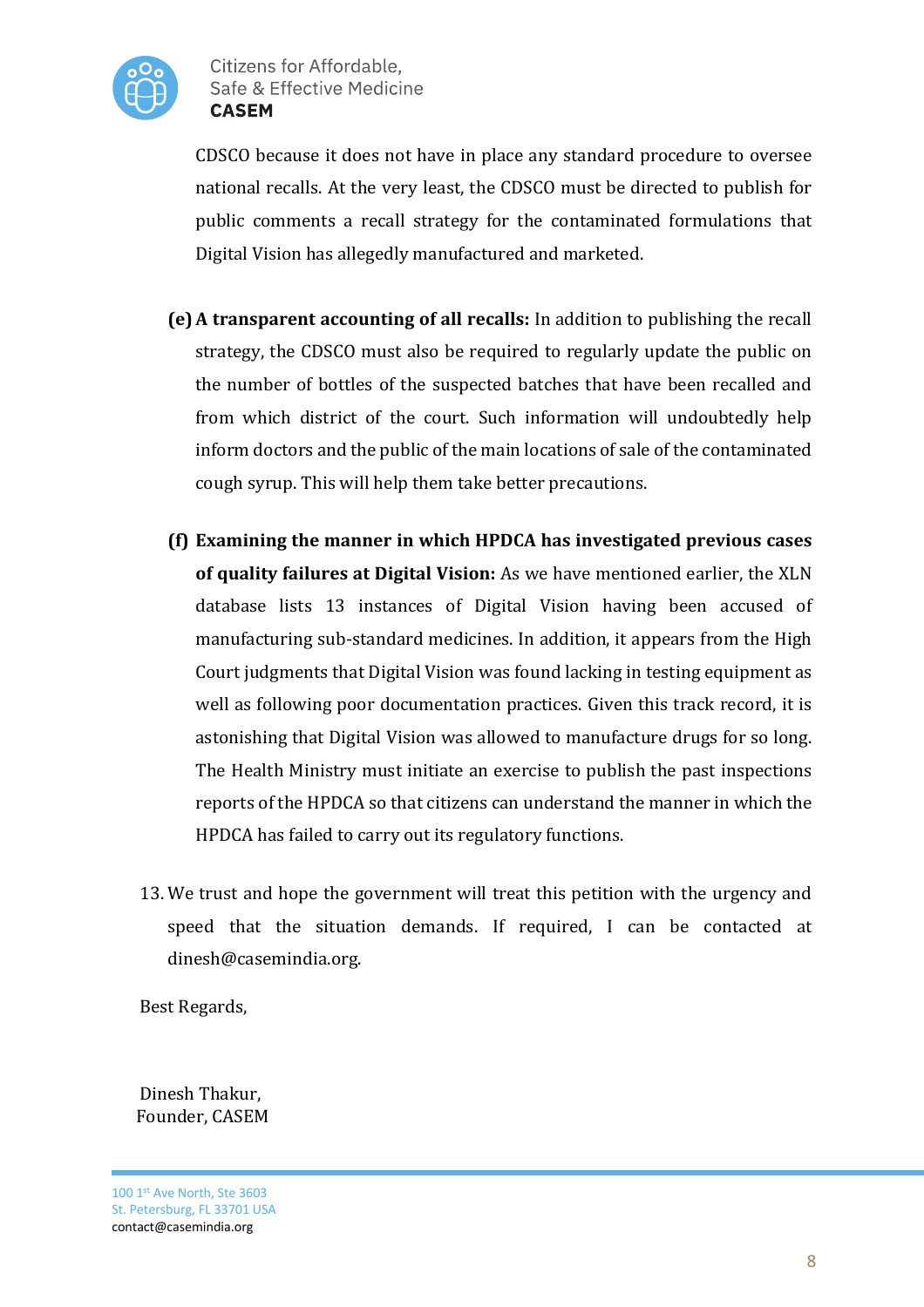CDSCO because it does not have in place any standard procedure to oversee national recalls. At the very least, the CDSCO must be directed to publish for public comments a recall strategy for the contaminated formulations that Digital Vision has allegedly manufactured and marketed.

(e) **A transparent accounting of all recalls:** In addition to publishing the recall strategy, the CDSCO must also be required to regularly update the public on the number of bottles of the suspected batches that have been recalled and from which district of the court. Such information will undoubtedly help inform doctors and the public of the main locations of sale of the contaminated cough syrup. This will help them take better precautions.

(f) **Examining the manner in which HPDCA has investigated previous cases of quality failures at Digital Vision:** As we have mentioned earlier, the XLN database lists 13 instances of Digital Vision having been accused of manufacturing sub-standard medicines. In addition, it appears from the High Court judgments that Digital Vision was found lacking in testing equipment as well as following poor documentation practices. Given this track record, it is astonishing that Digital Vision was allowed to manufacture drugs for so long. The Health Ministry must initiate an exercise to publish the past inspections reports of the HPDCA so that citizens can understand the manner in which the HPDCA has failed to carry out its regulatory functions.

13. We trust and hope the government will treat this petition with the urgency and speed that the situation demands. If required, I can be contacted at dinesh@casemindia.org.

Best Regards,

Dinesh Thakur,
Founder, CASEM